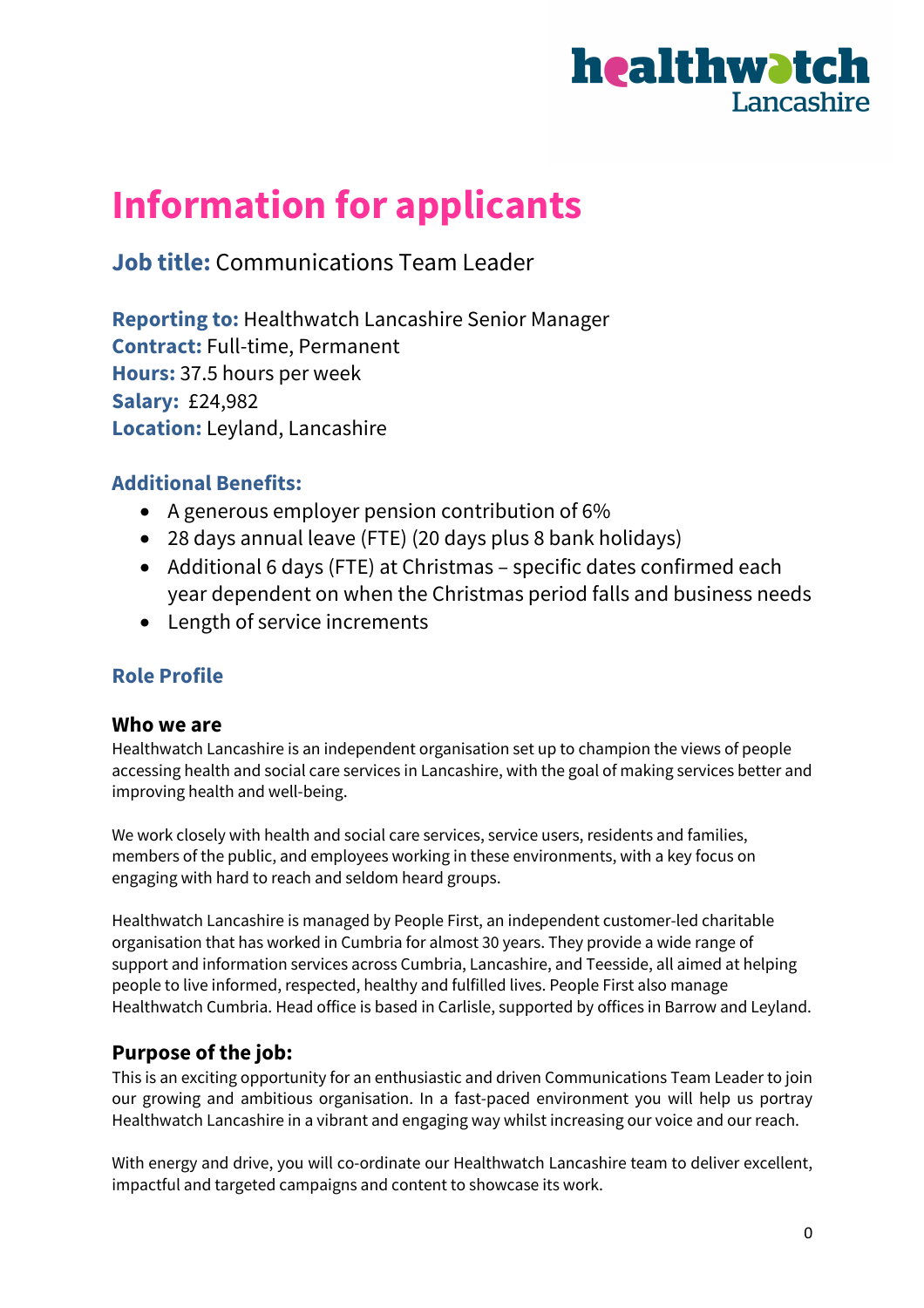# Information for applicants

**Job title:** Communications Team Leader

**Reporting to:** Healthwatch Lancashire Senior Manager
**Contract:** Full-time, Permanent
**Hours:** 37.5 hours per week
**Salary:** £24,982
**Location:** Leyland, Lancashire

### Additional Benefits:

- A generous employer pension contribution of 6%
- 28 days annual leave (FTE) (20 days plus 8 bank holidays)
- Additional 6 days (FTE) at Christmas – specific dates confirmed each year dependent on when the Christmas period falls and business needs
- Length of service increments

## Role Profile

### Who we are

Healthwatch Lancashire is an independent organisation set up to champion the views of people accessing health and social care services in Lancashire, with the goal of making services better and improving health and well-being.

We work closely with health and social care services, service users, residents and families, members of the public, and employees working in these environments, with a key focus on engaging with hard to reach and seldom heard groups.

Healthwatch Lancashire is managed by People First, an independent customer-led charitable organisation that has worked in Cumbria for almost 30 years. They provide a wide range of support and information services across Cumbria, Lancashire, and Teesside, all aimed at helping people to live informed, respected, healthy and fulfilled lives. People First also manage Healthwatch Cumbria. Head office is based in Carlisle, supported by offices in Barrow and Leyland.

### Purpose of the job:

This is an exciting opportunity for an enthusiastic and driven Communications Team Leader to join our growing and ambitious organisation. In a fast-paced environment you will help us portray Healthwatch Lancashire in a vibrant and engaging way whilst increasing our voice and our reach.

With energy and drive, you will co-ordinate our Healthwatch Lancashire team to deliver excellent, impactful and targeted campaigns and content to showcase its work.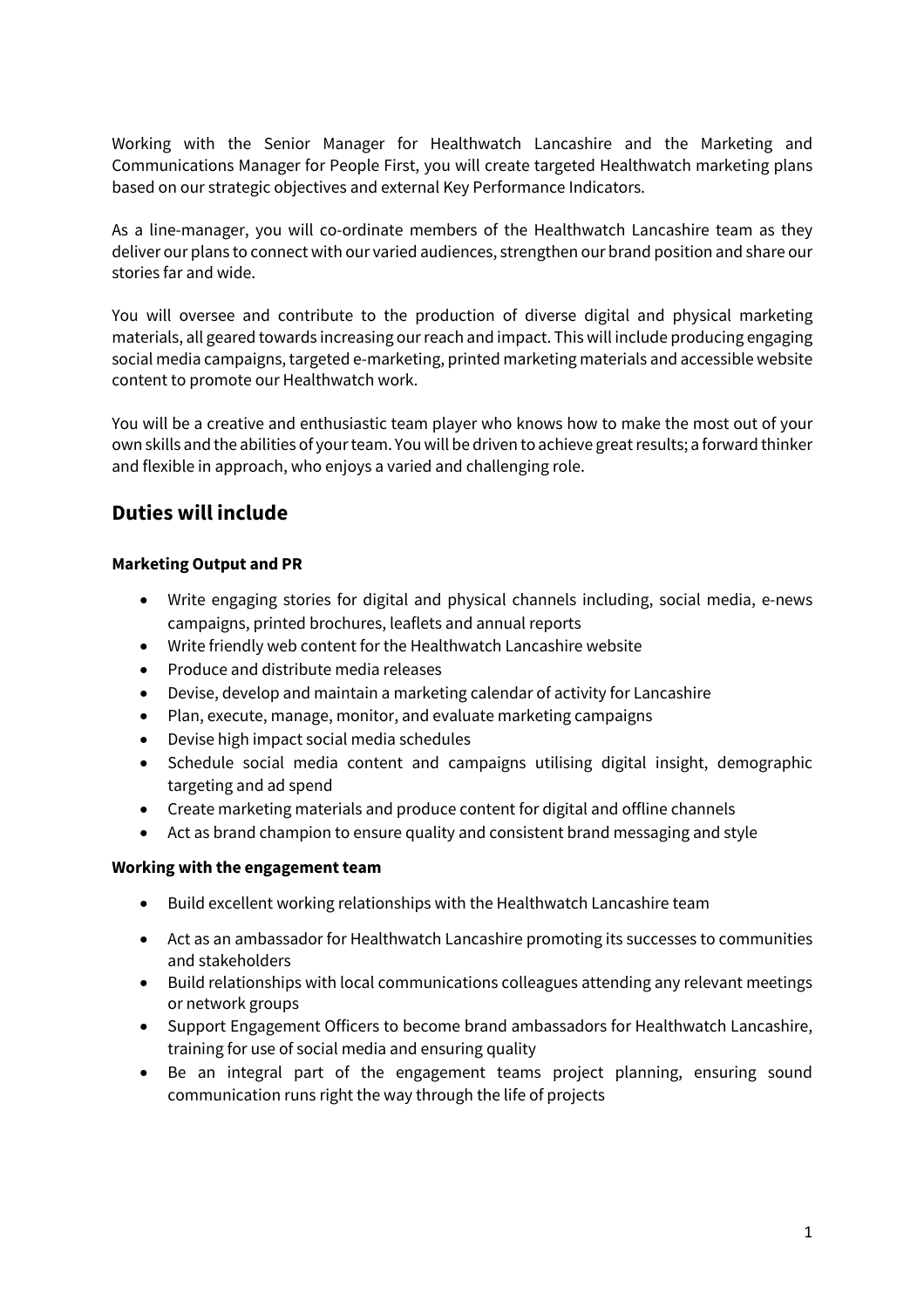Working with the Senior Manager for Healthwatch Lancashire and the Marketing and Communications Manager for People First, you will create targeted Healthwatch marketing plans based on our strategic objectives and external Key Performance Indicators.

As a line-manager, you will co-ordinate members of the Healthwatch Lancashire team as they deliver our plans to connect with our varied audiences, strengthen our brand position and share our stories far and wide.

You will oversee and contribute to the production of diverse digital and physical marketing materials, all geared towards increasing our reach and impact. This will include producing engaging social media campaigns, targeted e-marketing, printed marketing materials and accessible website content to promote our Healthwatch work.

You will be a creative and enthusiastic team player who knows how to make the most out of your own skills and the abilities of your team. You will be driven to achieve great results; a forward thinker and flexible in approach, who enjoys a varied and challenging role.

## Duties will include

**Marketing Output and PR**

- Write engaging stories for digital and physical channels including, social media, e-news campaigns, printed brochures, leaflets and annual reports
- Write friendly web content for the Healthwatch Lancashire website
- Produce and distribute media releases
- Devise, develop and maintain a marketing calendar of activity for Lancashire
- Plan, execute, manage, monitor, and evaluate marketing campaigns
- Devise high impact social media schedules
- Schedule social media content and campaigns utilising digital insight, demographic targeting and ad spend
- Create marketing materials and produce content for digital and offline channels
- Act as brand champion to ensure quality and consistent brand messaging and style

**Working with the engagement team**

- Build excellent working relationships with the Healthwatch Lancashire team
- Act as an ambassador for Healthwatch Lancashire promoting its successes to communities and stakeholders
- Build relationships with local communications colleagues attending any relevant meetings or network groups
- Support Engagement Officers to become brand ambassadors for Healthwatch Lancashire, training for use of social media and ensuring quality
- Be an integral part of the engagement teams project planning, ensuring sound communication runs right the way through the life of projects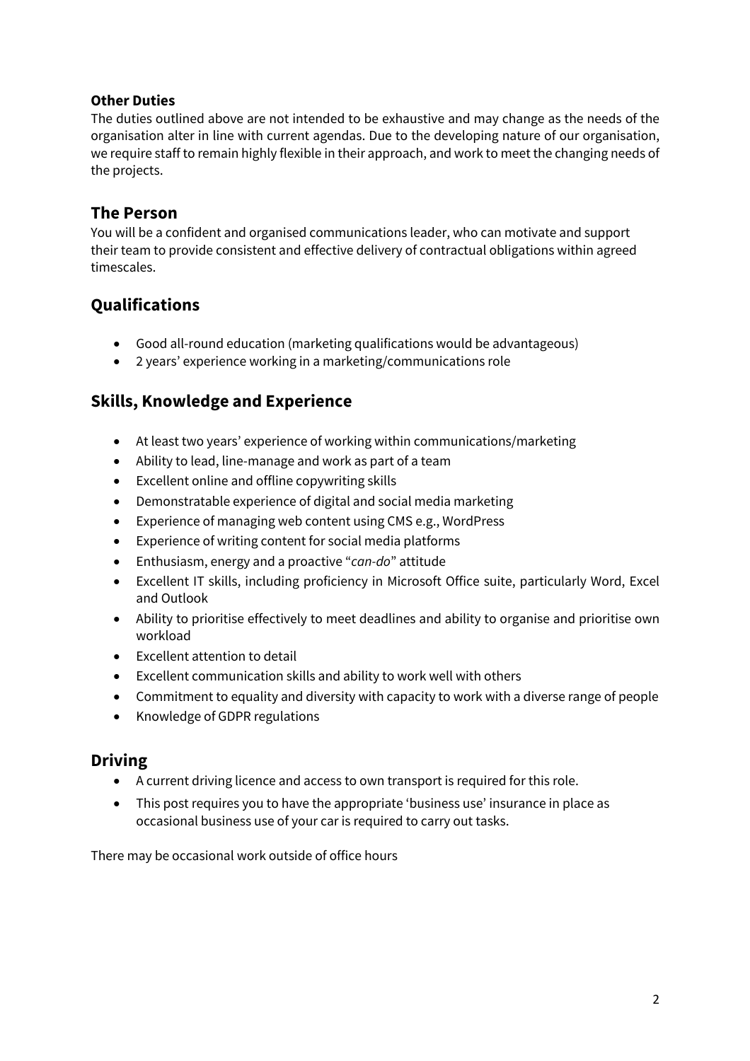**Other Duties**

The duties outlined above are not intended to be exhaustive and may change as the needs of the organisation alter in line with current agendas. Due to the developing nature of our organisation, we require staff to remain highly flexible in their approach, and work to meet the changing needs of the projects.

## The Person

You will be a confident and organised communications leader, who can motivate and support their team to provide consistent and effective delivery of contractual obligations within agreed timescales.

## Qualifications

- Good all-round education (marketing qualifications would be advantageous)
- 2 years' experience working in a marketing/communications role

## Skills, Knowledge and Experience

- At least two years' experience of working within communications/marketing
- Ability to lead, line-manage and work as part of a team
- Excellent online and offline copywriting skills
- Demonstratable experience of digital and social media marketing
- Experience of managing web content using CMS e.g., WordPress
- Experience of writing content for social media platforms
- Enthusiasm, energy and a proactive "*can-do*" attitude
- Excellent IT skills, including proficiency in Microsoft Office suite, particularly Word, Excel and Outlook
- Ability to prioritise effectively to meet deadlines and ability to organise and prioritise own workload
- Excellent attention to detail
- Excellent communication skills and ability to work well with others
- Commitment to equality and diversity with capacity to work with a diverse range of people
- Knowledge of GDPR regulations

## Driving

- A current driving licence and access to own transport is required for this role.
- This post requires you to have the appropriate 'business use' insurance in place as occasional business use of your car is required to carry out tasks.

There may be occasional work outside of office hours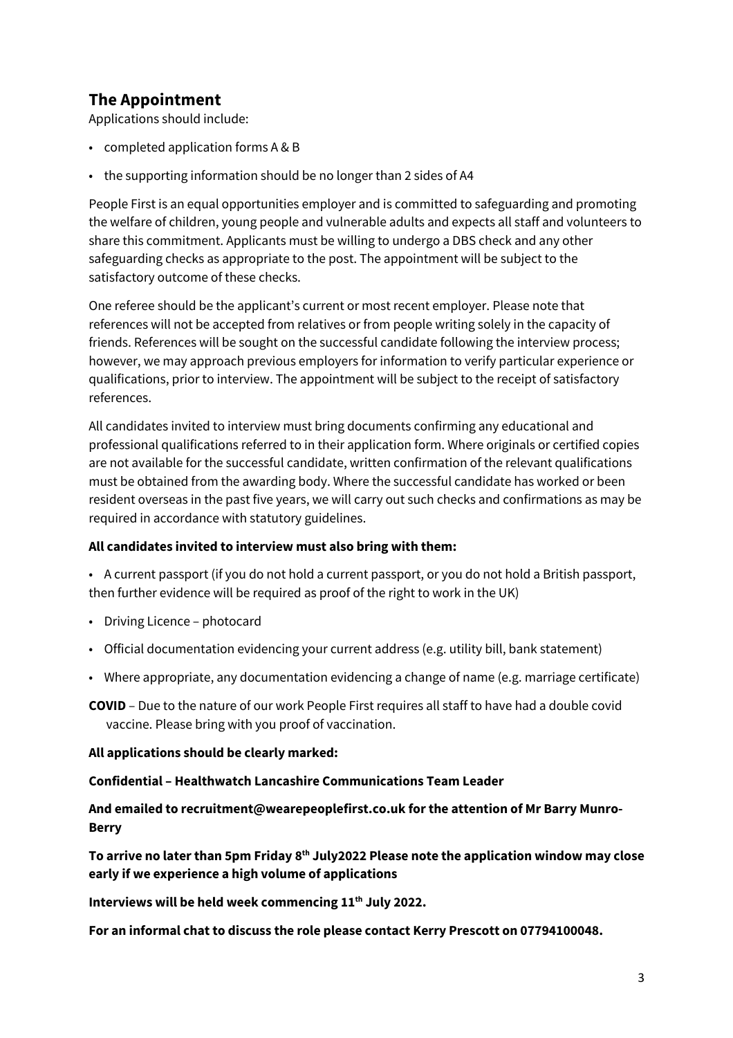## The Appointment

Applications should include:

- completed application forms A & B
- the supporting information should be no longer than 2 sides of A4

People First is an equal opportunities employer and is committed to safeguarding and promoting the welfare of children, young people and vulnerable adults and expects all staff and volunteers to share this commitment. Applicants must be willing to undergo a DBS check and any other safeguarding checks as appropriate to the post. The appointment will be subject to the satisfactory outcome of these checks.

One referee should be the applicant's current or most recent employer. Please note that references will not be accepted from relatives or from people writing solely in the capacity of friends. References will be sought on the successful candidate following the interview process; however, we may approach previous employers for information to verify particular experience or qualifications, prior to interview. The appointment will be subject to the receipt of satisfactory references.

All candidates invited to interview must bring documents confirming any educational and professional qualifications referred to in their application form. Where originals or certified copies are not available for the successful candidate, written confirmation of the relevant qualifications must be obtained from the awarding body. Where the successful candidate has worked or been resident overseas in the past five years, we will carry out such checks and confirmations as may be required in accordance with statutory guidelines.

**All candidates invited to interview must also bring with them:**

- A current passport (if you do not hold a current passport, or you do not hold a British passport, then further evidence will be required as proof of the right to work in the UK)
- Driving Licence – photocard
- Official documentation evidencing your current address (e.g. utility bill, bank statement)
- Where appropriate, any documentation evidencing a change of name (e.g. marriage certificate)

**COVID** – Due to the nature of our work People First requires all staff to have had a double covid vaccine. Please bring with you proof of vaccination.

**All applications should be clearly marked:**

**Confidential – Healthwatch Lancashire Communications Team Leader**

**And emailed to recruitment@wearepeoplefirst.co.uk for the attention of Mr Barry Munro-Berry**

**To arrive no later than 5pm Friday 8th July2022 Please note the application window may close early if we experience a high volume of applications**

**Interviews will be held week commencing 11th July 2022.**

**For an informal chat to discuss the role please contact Kerry Prescott on 07794100048.**